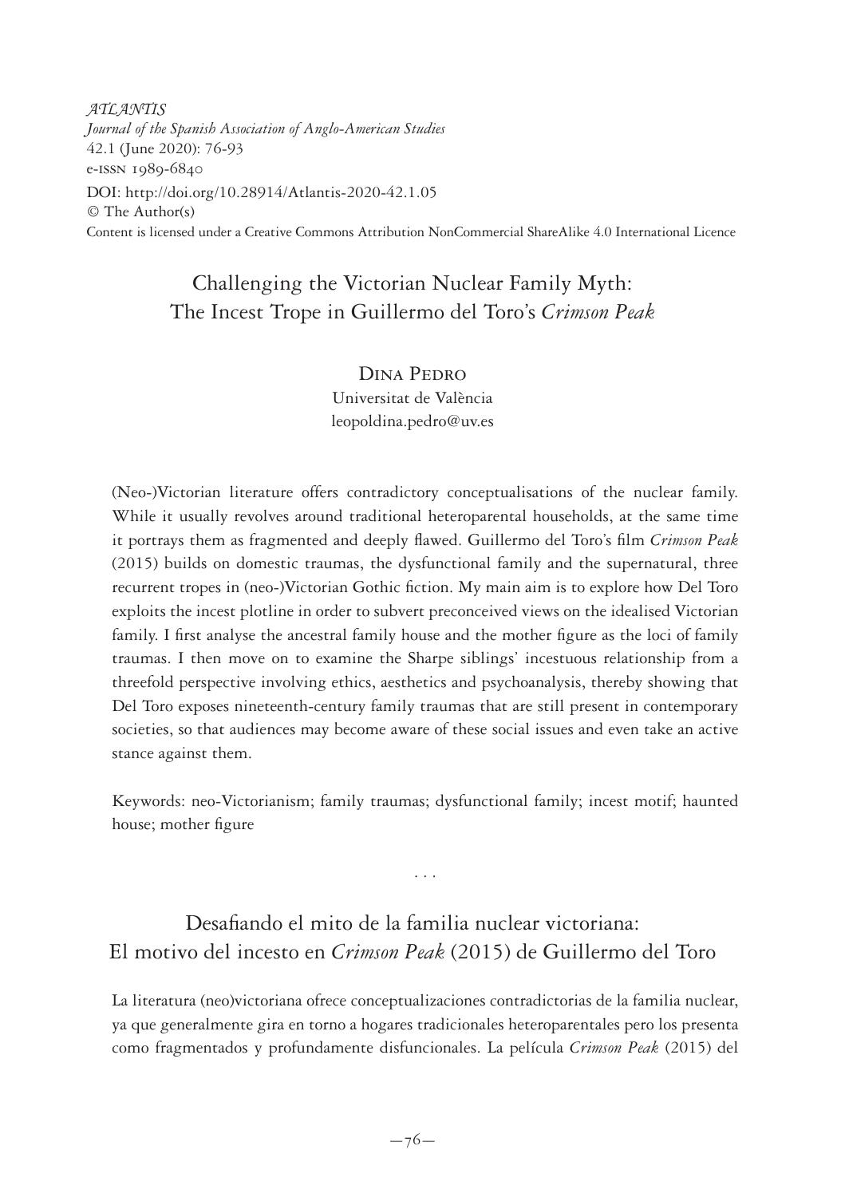*ATLANTIS*
*Journal of the Spanish Association of Anglo-American Studies*
42.1 (June 2020): 76-93
e-ISSN 1989-6840
DOI: http://doi.org/10.28914/Atlantis-2020-42.1.05
© The Author(s)
Content is licensed under a Creative Commons Attribution NonCommercial ShareAlike 4.0 International Licence

# Challenging the Victorian Nuclear Family Myth: The Incest Trope in Guillermo del Toro's *Crimson Peak*

Dina Pedro
Universitat de València
leopoldina.pedro@uv.es

(Neo-)Victorian literature offers contradictory conceptualisations of the nuclear family. While it usually revolves around traditional heteroparental households, at the same time it portrays them as fragmented and deeply flawed. Guillermo del Toro's film *Crimson Peak* (2015) builds on domestic traumas, the dysfunctional family and the supernatural, three recurrent tropes in (neo-)Victorian Gothic fiction. My main aim is to explore how Del Toro exploits the incest plotline in order to subvert preconceived views on the idealised Victorian family. I first analyse the ancestral family house and the mother figure as the loci of family traumas. I then move on to examine the Sharpe siblings' incestuous relationship from a threefold perspective involving ethics, aesthetics and psychoanalysis, thereby showing that Del Toro exposes nineteenth-century family traumas that are still present in contemporary societies, so that audiences may become aware of these social issues and even take an active stance against them.

Keywords: neo-Victorianism; family traumas; dysfunctional family; incest motif; haunted house; mother figure

. . .

# Desafiando el mito de la familia nuclear victoriana: El motivo del incesto en *Crimson Peak* (2015) de Guillermo del Toro

La literatura (neo)victoriana ofrece conceptualizaciones contradictorias de la familia nuclear, ya que generalmente gira en torno a hogares tradicionales heteroparentales pero los presenta como fragmentados y profundamente disfuncionales. La película *Crimson Peak* (2015) del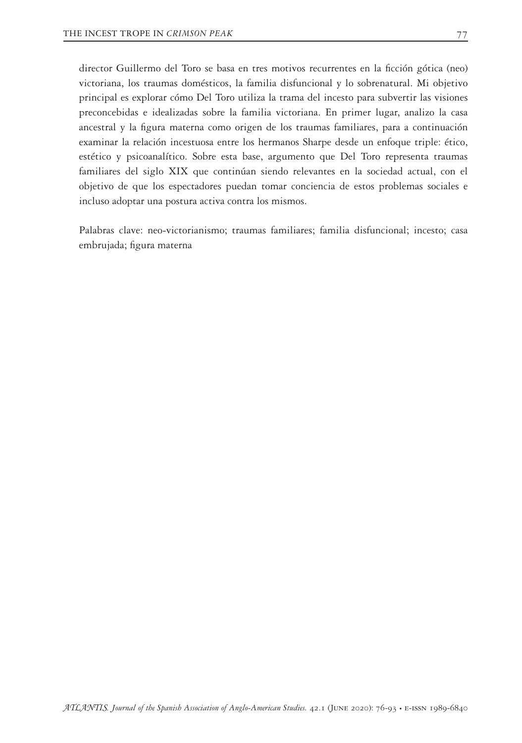director Guillermo del Toro se basa en tres motivos recurrentes en la ficción gótica (neo) victoriana, los traumas domésticos, la familia disfuncional y lo sobrenatural. Mi objetivo principal es explorar cómo Del Toro utiliza la trama del incesto para subvertir las visiones preconcebidas e idealizadas sobre la familia victoriana. En primer lugar, analizo la casa ancestral y la figura materna como origen de los traumas familiares, para a continuación examinar la relación incestuosa entre los hermanos Sharpe desde un enfoque triple: ético, estético y psicoanalítico. Sobre esta base, argumento que Del Toro representa traumas familiares del siglo XIX que continúan siendo relevantes en la sociedad actual, con el objetivo de que los espectadores puedan tomar conciencia de estos problemas sociales e incluso adoptar una postura activa contra los mismos.

Palabras clave: neo-victorianismo; traumas familiares; familia disfuncional; incesto; casa embrujada; figura materna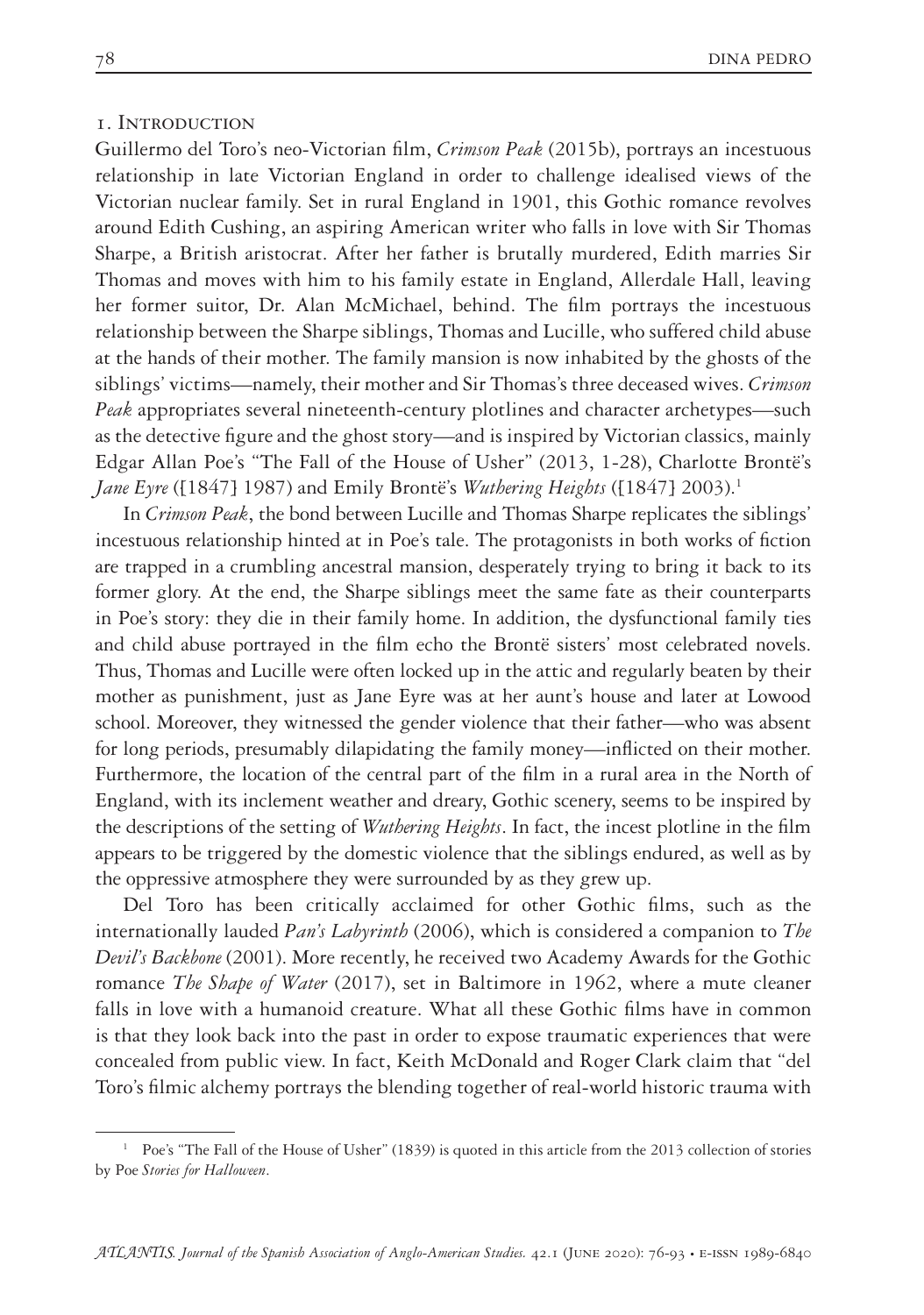## 1. Introduction

Guillermo del Toro's neo-Victorian film, *Crimson Peak* (2015b), portrays an incestuous relationship in late Victorian England in order to challenge idealised views of the Victorian nuclear family. Set in rural England in 1901, this Gothic romance revolves around Edith Cushing, an aspiring American writer who falls in love with Sir Thomas Sharpe, a British aristocrat. After her father is brutally murdered, Edith marries Sir Thomas and moves with him to his family estate in England, Allerdale Hall, leaving her former suitor, Dr. Alan McMichael, behind. The film portrays the incestuous relationship between the Sharpe siblings, Thomas and Lucille, who suffered child abuse at the hands of their mother. The family mansion is now inhabited by the ghosts of the siblings' victims—namely, their mother and Sir Thomas's three deceased wives. *Crimson Peak* appropriates several nineteenth-century plotlines and character archetypes—such as the detective figure and the ghost story—and is inspired by Victorian classics, mainly Edgar Allan Poe's "The Fall of the House of Usher" (2013, 1-28), Charlotte Brontë's *Jane Eyre* ([1847] 1987) and Emily Brontë's *Wuthering Heights* ([1847] 2003).[1]

In *Crimson Peak*, the bond between Lucille and Thomas Sharpe replicates the siblings' incestuous relationship hinted at in Poe's tale. The protagonists in both works of fiction are trapped in a crumbling ancestral mansion, desperately trying to bring it back to its former glory. At the end, the Sharpe siblings meet the same fate as their counterparts in Poe's story: they die in their family home. In addition, the dysfunctional family ties and child abuse portrayed in the film echo the Brontë sisters' most celebrated novels. Thus, Thomas and Lucille were often locked up in the attic and regularly beaten by their mother as punishment, just as Jane Eyre was at her aunt's house and later at Lowood school. Moreover, they witnessed the gender violence that their father—who was absent for long periods, presumably dilapidating the family money—inflicted on their mother. Furthermore, the location of the central part of the film in a rural area in the North of England, with its inclement weather and dreary, Gothic scenery, seems to be inspired by the descriptions of the setting of *Wuthering Heights*. In fact, the incest plotline in the film appears to be triggered by the domestic violence that the siblings endured, as well as by the oppressive atmosphere they were surrounded by as they grew up.

Del Toro has been critically acclaimed for other Gothic films, such as the internationally lauded *Pan's Labyrinth* (2006), which is considered a companion to *The Devil's Backbone* (2001). More recently, he received two Academy Awards for the Gothic romance *The Shape of Water* (2017), set in Baltimore in 1962, where a mute cleaner falls in love with a humanoid creature. What all these Gothic films have in common is that they look back into the past in order to expose traumatic experiences that were concealed from public view. In fact, Keith McDonald and Roger Clark claim that "del Toro's filmic alchemy portrays the blending together of real-world historic trauma with

[1] Poe's "The Fall of the House of Usher" (1839) is quoted in this article from the 2013 collection of stories by Poe *Stories for Halloween*.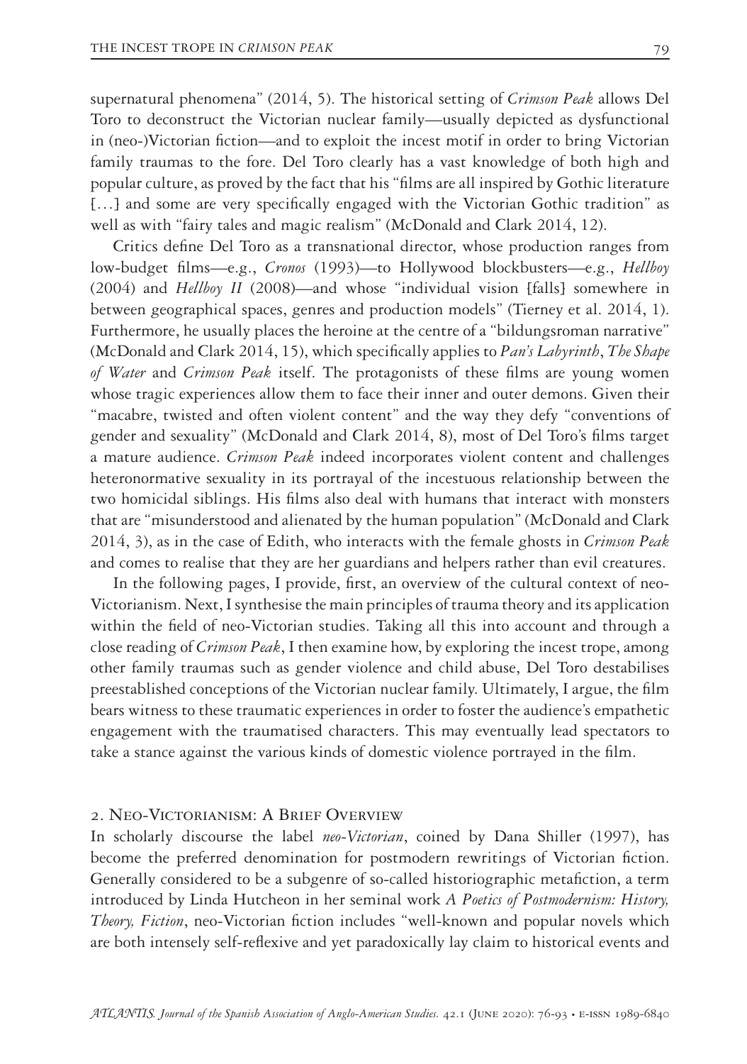supernatural phenomena" (2014, 5). The historical setting of *Crimson Peak* allows Del Toro to deconstruct the Victorian nuclear family—usually depicted as dysfunctional in (neo-)Victorian fiction—and to exploit the incest motif in order to bring Victorian family traumas to the fore. Del Toro clearly has a vast knowledge of both high and popular culture, as proved by the fact that his "films are all inspired by Gothic literature [...] and some are very specifically engaged with the Victorian Gothic tradition" as well as with "fairy tales and magic realism" (McDonald and Clark 2014, 12).

Critics define Del Toro as a transnational director, whose production ranges from low-budget films—e.g., *Cronos* (1993)—to Hollywood blockbusters—e.g., *Hellboy* (2004) and *Hellboy II* (2008)—and whose "individual vision [falls] somewhere in between geographical spaces, genres and production models" (Tierney et al. 2014, 1). Furthermore, he usually places the heroine at the centre of a "bildungsroman narrative" (McDonald and Clark 2014, 15), which specifically applies to *Pan's Labyrinth*, *The Shape of Water* and *Crimson Peak* itself. The protagonists of these films are young women whose tragic experiences allow them to face their inner and outer demons. Given their "macabre, twisted and often violent content" and the way they defy "conventions of gender and sexuality" (McDonald and Clark 2014, 8), most of Del Toro's films target a mature audience. *Crimson Peak* indeed incorporates violent content and challenges heteronormative sexuality in its portrayal of the incestuous relationship between the two homicidal siblings. His films also deal with humans that interact with monsters that are "misunderstood and alienated by the human population" (McDonald and Clark 2014, 3), as in the case of Edith, who interacts with the female ghosts in *Crimson Peak* and comes to realise that they are her guardians and helpers rather than evil creatures.

In the following pages, I provide, first, an overview of the cultural context of neo-Victorianism. Next, I synthesise the main principles of trauma theory and its application within the field of neo-Victorian studies. Taking all this into account and through a close reading of *Crimson Peak*, I then examine how, by exploring the incest trope, among other family traumas such as gender violence and child abuse, Del Toro destabilises preestablished conceptions of the Victorian nuclear family. Ultimately, I argue, the film bears witness to these traumatic experiences in order to foster the audience's empathetic engagement with the traumatised characters. This may eventually lead spectators to take a stance against the various kinds of domestic violence portrayed in the film.

## 2. Neo-Victorianism: A Brief Overview

In scholarly discourse the label *neo-Victorian*, coined by Dana Shiller (1997), has become the preferred denomination for postmodern rewritings of Victorian fiction. Generally considered to be a subgenre of so-called historiographic metafiction, a term introduced by Linda Hutcheon in her seminal work *A Poetics of Postmodernism: History, Theory, Fiction*, neo-Victorian fiction includes "well-known and popular novels which are both intensely self-reflexive and yet paradoxically lay claim to historical events and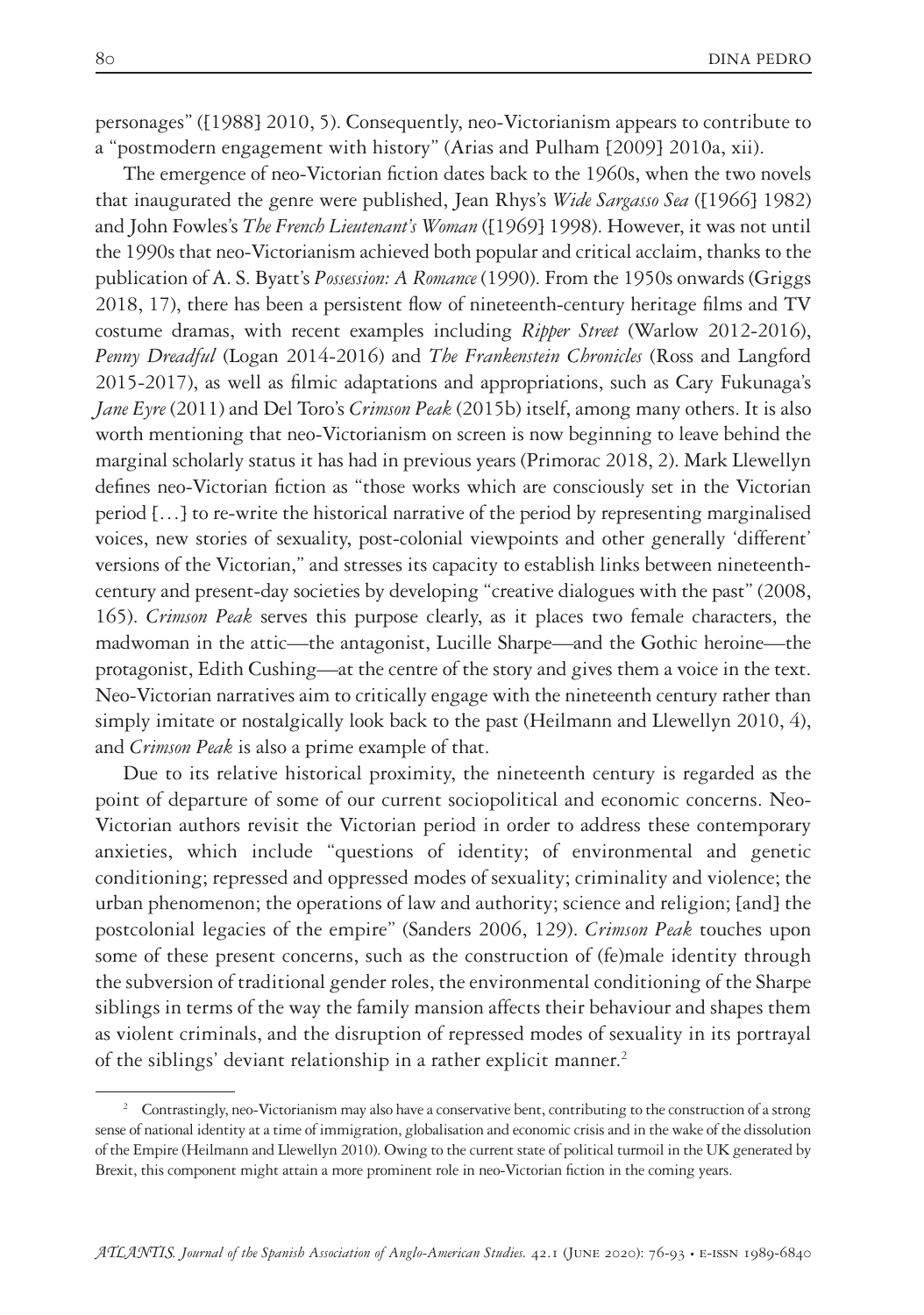personages" ([1988] 2010, 5). Consequently, neo-Victorianism appears to contribute to a "postmodern engagement with history" (Arias and Pulham [2009] 2010a, xii).

The emergence of neo-Victorian fiction dates back to the 1960s, when the two novels that inaugurated the genre were published, Jean Rhys's *Wide Sargasso Sea* ([1966] 1982) and John Fowles's *The French Lieutenant's Woman* ([1969] 1998). However, it was not until the 1990s that neo-Victorianism achieved both popular and critical acclaim, thanks to the publication of A. S. Byatt's *Possession: A Romance* (1990). From the 1950s onwards (Griggs 2018, 17), there has been a persistent flow of nineteenth-century heritage films and TV costume dramas, with recent examples including *Ripper Street* (Warlow 2012-2016), *Penny Dreadful* (Logan 2014-2016) and *The Frankenstein Chronicles* (Ross and Langford 2015-2017), as well as filmic adaptations and appropriations, such as Cary Fukunaga's *Jane Eyre* (2011) and Del Toro's *Crimson Peak* (2015b) itself, among many others. It is also worth mentioning that neo-Victorianism on screen is now beginning to leave behind the marginal scholarly status it has had in previous years (Primorac 2018, 2). Mark Llewellyn defines neo-Victorian fiction as "those works which are consciously set in the Victorian period […] to re-write the historical narrative of the period by representing marginalised voices, new stories of sexuality, post-colonial viewpoints and other generally 'different' versions of the Victorian," and stresses its capacity to establish links between nineteenth-century and present-day societies by developing "creative dialogues with the past" (2008, 165). *Crimson Peak* serves this purpose clearly, as it places two female characters, the madwoman in the attic—the antagonist, Lucille Sharpe—and the Gothic heroine—the protagonist, Edith Cushing—at the centre of the story and gives them a voice in the text. Neo-Victorian narratives aim to critically engage with the nineteenth century rather than simply imitate or nostalgically look back to the past (Heilmann and Llewellyn 2010, 4), and *Crimson Peak* is also a prime example of that.

Due to its relative historical proximity, the nineteenth century is regarded as the point of departure of some of our current sociopolitical and economic concerns. Neo-Victorian authors revisit the Victorian period in order to address these contemporary anxieties, which include "questions of identity; of environmental and genetic conditioning; repressed and oppressed modes of sexuality; criminality and violence; the urban phenomenon; the operations of law and authority; science and religion; [and] the postcolonial legacies of the empire" (Sanders 2006, 129). *Crimson Peak* touches upon some of these present concerns, such as the construction of (fe)male identity through the subversion of traditional gender roles, the environmental conditioning of the Sharpe siblings in terms of the way the family mansion affects their behaviour and shapes them as violent criminals, and the disruption of repressed modes of sexuality in its portrayal of the siblings' deviant relationship in a rather explicit manner.[2]

[2] Contrastingly, neo-Victorianism may also have a conservative bent, contributing to the construction of a strong sense of national identity at a time of immigration, globalisation and economic crisis and in the wake of the dissolution of the Empire (Heilmann and Llewellyn 2010). Owing to the current state of political turmoil in the UK generated by Brexit, this component might attain a more prominent role in neo-Victorian fiction in the coming years.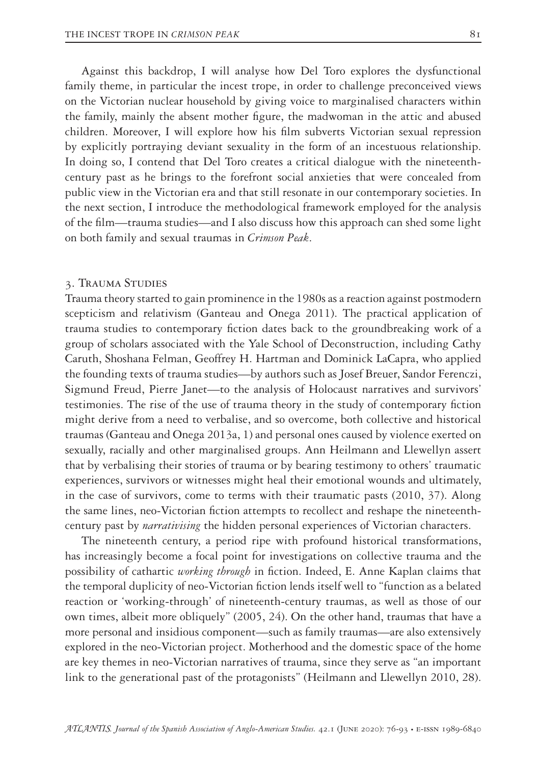Against this backdrop, I will analyse how Del Toro explores the dysfunctional family theme, in particular the incest trope, in order to challenge preconceived views on the Victorian nuclear household by giving voice to marginalised characters within the family, mainly the absent mother figure, the madwoman in the attic and abused children. Moreover, I will explore how his film subverts Victorian sexual repression by explicitly portraying deviant sexuality in the form of an incestuous relationship. In doing so, I contend that Del Toro creates a critical dialogue with the nineteenth-century past as he brings to the forefront social anxieties that were concealed from public view in the Victorian era and that still resonate in our contemporary societies. In the next section, I introduce the methodological framework employed for the analysis of the film—trauma studies—and I also discuss how this approach can shed some light on both family and sexual traumas in *Crimson Peak*.

## 3. Trauma Studies

Trauma theory started to gain prominence in the 1980s as a reaction against postmodern scepticism and relativism (Ganteau and Onega 2011). The practical application of trauma studies to contemporary fiction dates back to the groundbreaking work of a group of scholars associated with the Yale School of Deconstruction, including Cathy Caruth, Shoshana Felman, Geoffrey H. Hartman and Dominick LaCapra, who applied the founding texts of trauma studies—by authors such as Josef Breuer, Sandor Ferenczi, Sigmund Freud, Pierre Janet—to the analysis of Holocaust narratives and survivors' testimonies. The rise of the use of trauma theory in the study of contemporary fiction might derive from a need to verbalise, and so overcome, both collective and historical traumas (Ganteau and Onega 2013a, 1) and personal ones caused by violence exerted on sexually, racially and other marginalised groups. Ann Heilmann and Llewellyn assert that by verbalising their stories of trauma or by bearing testimony to others' traumatic experiences, survivors or witnesses might heal their emotional wounds and ultimately, in the case of survivors, come to terms with their traumatic pasts (2010, 37). Along the same lines, neo-Victorian fiction attempts to recollect and reshape the nineteenth-century past by *narrativising* the hidden personal experiences of Victorian characters.

The nineteenth century, a period ripe with profound historical transformations, has increasingly become a focal point for investigations on collective trauma and the possibility of cathartic *working through* in fiction. Indeed, E. Anne Kaplan claims that the temporal duplicity of neo-Victorian fiction lends itself well to "function as a belated reaction or 'working-through' of nineteenth-century traumas, as well as those of our own times, albeit more obliquely" (2005, 24). On the other hand, traumas that have a more personal and insidious component—such as family traumas—are also extensively explored in the neo-Victorian project. Motherhood and the domestic space of the home are key themes in neo-Victorian narratives of trauma, since they serve as "an important link to the generational past of the protagonists" (Heilmann and Llewellyn 2010, 28).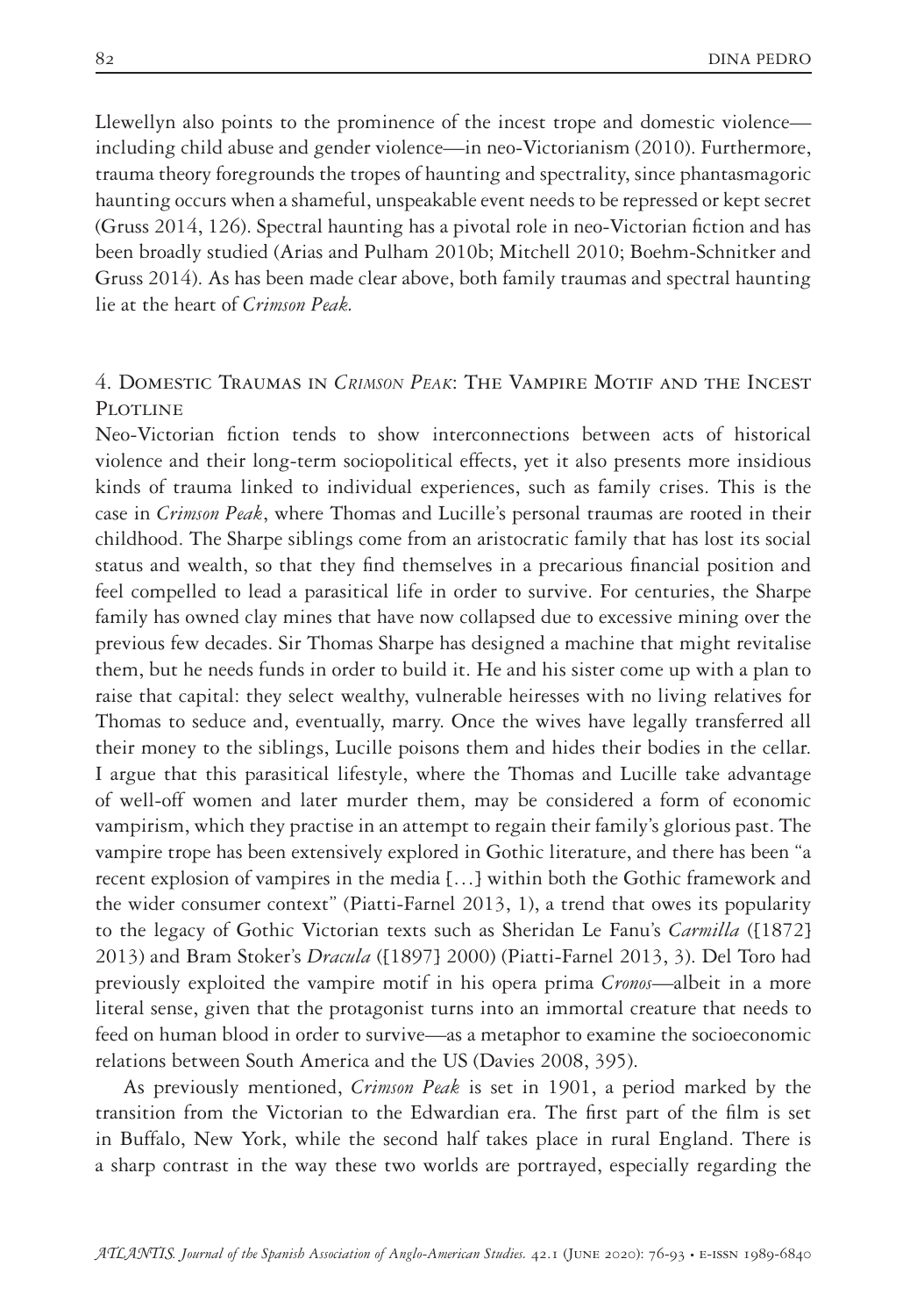Llewellyn also points to the prominence of the incest trope and domestic violence—including child abuse and gender violence—in neo-Victorianism (2010). Furthermore, trauma theory foregrounds the tropes of haunting and spectrality, since phantasmagoric haunting occurs when a shameful, unspeakable event needs to be repressed or kept secret (Gruss 2014, 126). Spectral haunting has a pivotal role in neo-Victorian fiction and has been broadly studied (Arias and Pulham 2010b; Mitchell 2010; Boehm-Schnitker and Gruss 2014). As has been made clear above, both family traumas and spectral haunting lie at the heart of *Crimson Peak.*

## 4. Domestic Traumas in *Crimson Peak*: The Vampire Motif and the Incest Plotline

Neo-Victorian fiction tends to show interconnections between acts of historical violence and their long-term sociopolitical effects, yet it also presents more insidious kinds of trauma linked to individual experiences, such as family crises. This is the case in *Crimson Peak*, where Thomas and Lucille's personal traumas are rooted in their childhood. The Sharpe siblings come from an aristocratic family that has lost its social status and wealth, so that they find themselves in a precarious financial position and feel compelled to lead a parasitical life in order to survive. For centuries, the Sharpe family has owned clay mines that have now collapsed due to excessive mining over the previous few decades. Sir Thomas Sharpe has designed a machine that might revitalise them, but he needs funds in order to build it. He and his sister come up with a plan to raise that capital: they select wealthy, vulnerable heiresses with no living relatives for Thomas to seduce and, eventually, marry. Once the wives have legally transferred all their money to the siblings, Lucille poisons them and hides their bodies in the cellar. I argue that this parasitical lifestyle, where the Thomas and Lucille take advantage of well-off women and later murder them, may be considered a form of economic vampirism, which they practise in an attempt to regain their family's glorious past. The vampire trope has been extensively explored in Gothic literature, and there has been "a recent explosion of vampires in the media […] within both the Gothic framework and the wider consumer context" (Piatti-Farnel 2013, 1), a trend that owes its popularity to the legacy of Gothic Victorian texts such as Sheridan Le Fanu's *Carmilla* ([1872] 2013) and Bram Stoker's *Dracula* ([1897] 2000) (Piatti-Farnel 2013, 3). Del Toro had previously exploited the vampire motif in his opera prima *Cronos*—albeit in a more literal sense, given that the protagonist turns into an immortal creature that needs to feed on human blood in order to survive—as a metaphor to examine the socioeconomic relations between South America and the US (Davies 2008, 395).

As previously mentioned, *Crimson Peak* is set in 1901, a period marked by the transition from the Victorian to the Edwardian era. The first part of the film is set in Buffalo, New York, while the second half takes place in rural England. There is a sharp contrast in the way these two worlds are portrayed, especially regarding the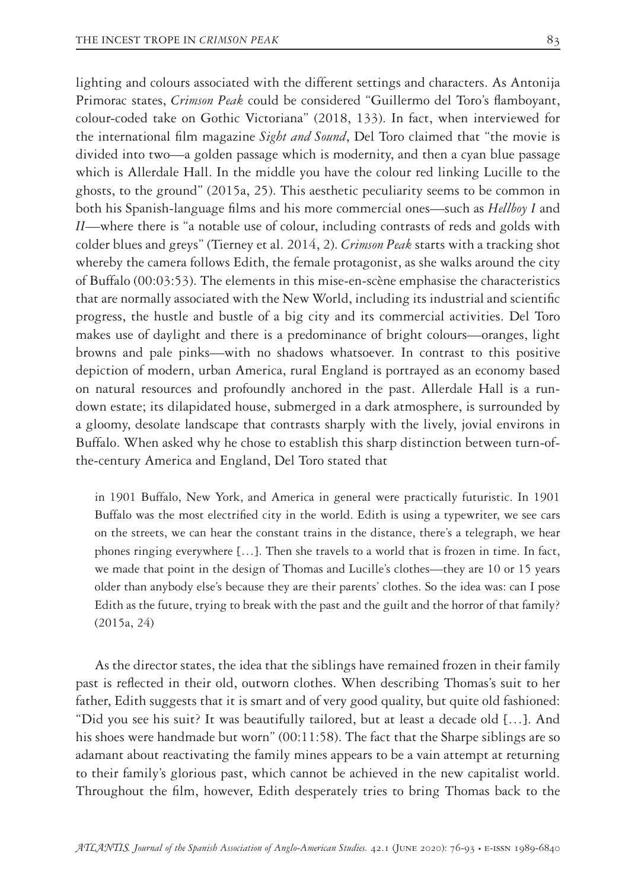lighting and colours associated with the different settings and characters. As Antonija Primorac states, *Crimson Peak* could be considered "Guillermo del Toro's flamboyant, colour-coded take on Gothic Victoriana" (2018, 133). In fact, when interviewed for the international film magazine *Sight and Sound*, Del Toro claimed that "the movie is divided into two—a golden passage which is modernity, and then a cyan blue passage which is Allerdale Hall. In the middle you have the colour red linking Lucille to the ghosts, to the ground" (2015a, 25). This aesthetic peculiarity seems to be common in both his Spanish-language films and his more commercial ones—such as *Hellboy I* and *II*—where there is "a notable use of colour, including contrasts of reds and golds with colder blues and greys" (Tierney et al. 2014, 2). *Crimson Peak* starts with a tracking shot whereby the camera follows Edith, the female protagonist, as she walks around the city of Buffalo (00:03:53). The elements in this mise-en-scène emphasise the characteristics that are normally associated with the New World, including its industrial and scientific progress, the hustle and bustle of a big city and its commercial activities. Del Toro makes use of daylight and there is a predominance of bright colours—oranges, light browns and pale pinks—with no shadows whatsoever. In contrast to this positive depiction of modern, urban America, rural England is portrayed as an economy based on natural resources and profoundly anchored in the past. Allerdale Hall is a run-down estate; its dilapidated house, submerged in a dark atmosphere, is surrounded by a gloomy, desolate landscape that contrasts sharply with the lively, jovial environs in Buffalo. When asked why he chose to establish this sharp distinction between turn-of-the-century America and England, Del Toro stated that

> in 1901 Buffalo, New York, and America in general were practically futuristic. In 1901 Buffalo was the most electrified city in the world. Edith is using a typewriter, we see cars on the streets, we can hear the constant trains in the distance, there's a telegraph, we hear phones ringing everywhere […]. Then she travels to a world that is frozen in time. In fact, we made that point in the design of Thomas and Lucille's clothes—they are 10 or 15 years older than anybody else's because they are their parents' clothes. So the idea was: can I pose Edith as the future, trying to break with the past and the guilt and the horror of that family? (2015a, 24)

As the director states, the idea that the siblings have remained frozen in their family past is reflected in their old, outworn clothes. When describing Thomas's suit to her father, Edith suggests that it is smart and of very good quality, but quite old fashioned: "Did you see his suit? It was beautifully tailored, but at least a decade old […]. And his shoes were handmade but worn" (00:11:58). The fact that the Sharpe siblings are so adamant about reactivating the family mines appears to be a vain attempt at returning to their family's glorious past, which cannot be achieved in the new capitalist world. Throughout the film, however, Edith desperately tries to bring Thomas back to the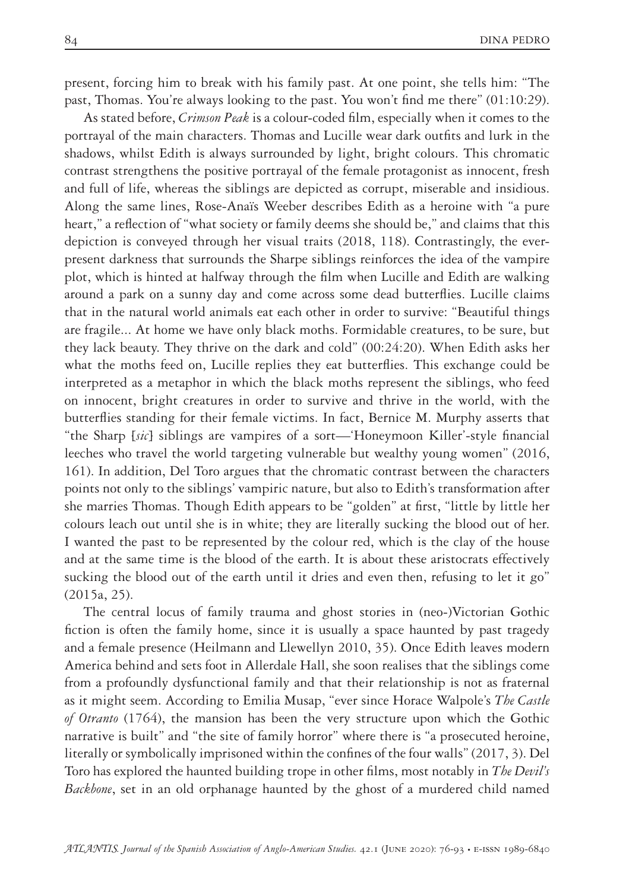present, forcing him to break with his family past. At one point, she tells him: "The past, Thomas. You're always looking to the past. You won't find me there" (01:10:29).

As stated before, *Crimson Peak* is a colour-coded film, especially when it comes to the portrayal of the main characters. Thomas and Lucille wear dark outfits and lurk in the shadows, whilst Edith is always surrounded by light, bright colours. This chromatic contrast strengthens the positive portrayal of the female protagonist as innocent, fresh and full of life, whereas the siblings are depicted as corrupt, miserable and insidious. Along the same lines, Rose-Anaïs Weeber describes Edith as a heroine with "a pure heart," a reflection of "what society or family deems she should be," and claims that this depiction is conveyed through her visual traits (2018, 118). Contrastingly, the ever-present darkness that surrounds the Sharpe siblings reinforces the idea of the vampire plot, which is hinted at halfway through the film when Lucille and Edith are walking around a park on a sunny day and come across some dead butterflies. Lucille claims that in the natural world animals eat each other in order to survive: "Beautiful things are fragile... At home we have only black moths. Formidable creatures, to be sure, but they lack beauty. They thrive on the dark and cold" (00:24:20). When Edith asks her what the moths feed on, Lucille replies they eat butterflies. This exchange could be interpreted as a metaphor in which the black moths represent the siblings, who feed on innocent, bright creatures in order to survive and thrive in the world, with the butterflies standing for their female victims. In fact, Bernice M. Murphy asserts that "the Sharp [*sic*] siblings are vampires of a sort—'Honeymoon Killer'-style financial leeches who travel the world targeting vulnerable but wealthy young women" (2016, 161). In addition, Del Toro argues that the chromatic contrast between the characters points not only to the siblings' vampiric nature, but also to Edith's transformation after she marries Thomas. Though Edith appears to be "golden" at first, "little by little her colours leach out until she is in white; they are literally sucking the blood out of her. I wanted the past to be represented by the colour red, which is the clay of the house and at the same time is the blood of the earth. It is about these aristocrats effectively sucking the blood out of the earth until it dries and even then, refusing to let it go" (2015a, 25).

The central locus of family trauma and ghost stories in (neo-)Victorian Gothic fiction is often the family home, since it is usually a space haunted by past tragedy and a female presence (Heilmann and Llewellyn 2010, 35). Once Edith leaves modern America behind and sets foot in Allerdale Hall, she soon realises that the siblings come from a profoundly dysfunctional family and that their relationship is not as fraternal as it might seem. According to Emilia Musap, "ever since Horace Walpole's *The Castle of Otranto* (1764), the mansion has been the very structure upon which the Gothic narrative is built" and "the site of family horror" where there is "a prosecuted heroine, literally or symbolically imprisoned within the confines of the four walls" (2017, 3). Del Toro has explored the haunted building trope in other films, most notably in *The Devil's Backbone*, set in an old orphanage haunted by the ghost of a murdered child named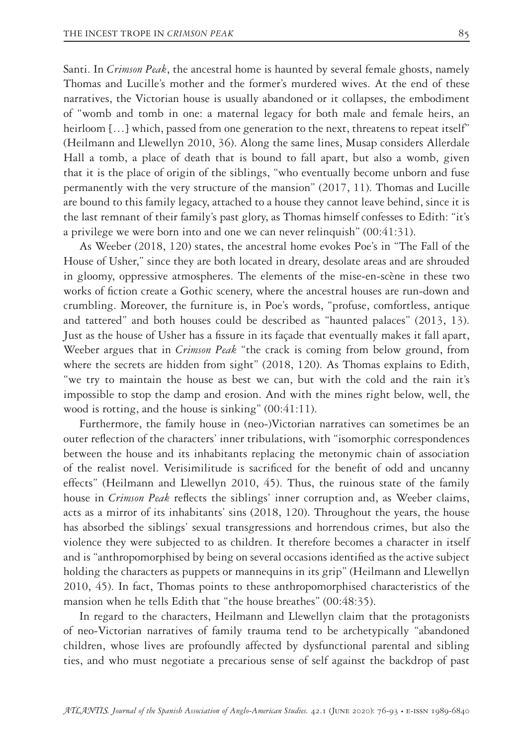Santi. In *Crimson Peak*, the ancestral home is haunted by several female ghosts, namely Thomas and Lucille's mother and the former's murdered wives. At the end of these narratives, the Victorian house is usually abandoned or it collapses, the embodiment of "womb and tomb in one: a maternal legacy for both male and female heirs, an heirloom […] which, passed from one generation to the next, threatens to repeat itself" (Heilmann and Llewellyn 2010, 36). Along the same lines, Musap considers Allerdale Hall a tomb, a place of death that is bound to fall apart, but also a womb, given that it is the place of origin of the siblings, "who eventually become unborn and fuse permanently with the very structure of the mansion" (2017, 11). Thomas and Lucille are bound to this family legacy, attached to a house they cannot leave behind, since it is the last remnant of their family's past glory, as Thomas himself confesses to Edith: "it's a privilege we were born into and one we can never relinquish" (00:41:31).

As Weeber (2018, 120) states, the ancestral home evokes Poe's in "The Fall of the House of Usher," since they are both located in dreary, desolate areas and are shrouded in gloomy, oppressive atmospheres. The elements of the mise-en-scène in these two works of fiction create a Gothic scenery, where the ancestral houses are run-down and crumbling. Moreover, the furniture is, in Poe's words, "profuse, comfortless, antique and tattered" and both houses could be described as "haunted palaces" (2013, 13). Just as the house of Usher has a fissure in its façade that eventually makes it fall apart, Weeber argues that in *Crimson Peak* "the crack is coming from below ground, from where the secrets are hidden from sight" (2018, 120). As Thomas explains to Edith, "we try to maintain the house as best we can, but with the cold and the rain it's impossible to stop the damp and erosion. And with the mines right below, well, the wood is rotting, and the house is sinking" (00:41:11).

Furthermore, the family house in (neo-)Victorian narratives can sometimes be an outer reflection of the characters' inner tribulations, with "isomorphic correspondences between the house and its inhabitants replacing the metonymic chain of association of the realist novel. Verisimilitude is sacrificed for the benefit of odd and uncanny effects" (Heilmann and Llewellyn 2010, 45). Thus, the ruinous state of the family house in *Crimson Peak* reflects the siblings' inner corruption and, as Weeber claims, acts as a mirror of its inhabitants' sins (2018, 120). Throughout the years, the house has absorbed the siblings' sexual transgressions and horrendous crimes, but also the violence they were subjected to as children. It therefore becomes a character in itself and is "anthropomorphised by being on several occasions identified as the active subject holding the characters as puppets or mannequins in its grip" (Heilmann and Llewellyn 2010, 45). In fact, Thomas points to these anthropomorphised characteristics of the mansion when he tells Edith that "the house breathes" (00:48:35).

In regard to the characters, Heilmann and Llewellyn claim that the protagonists of neo-Victorian narratives of family trauma tend to be archetypically "abandoned children, whose lives are profoundly affected by dysfunctional parental and sibling ties, and who must negotiate a precarious sense of self against the backdrop of past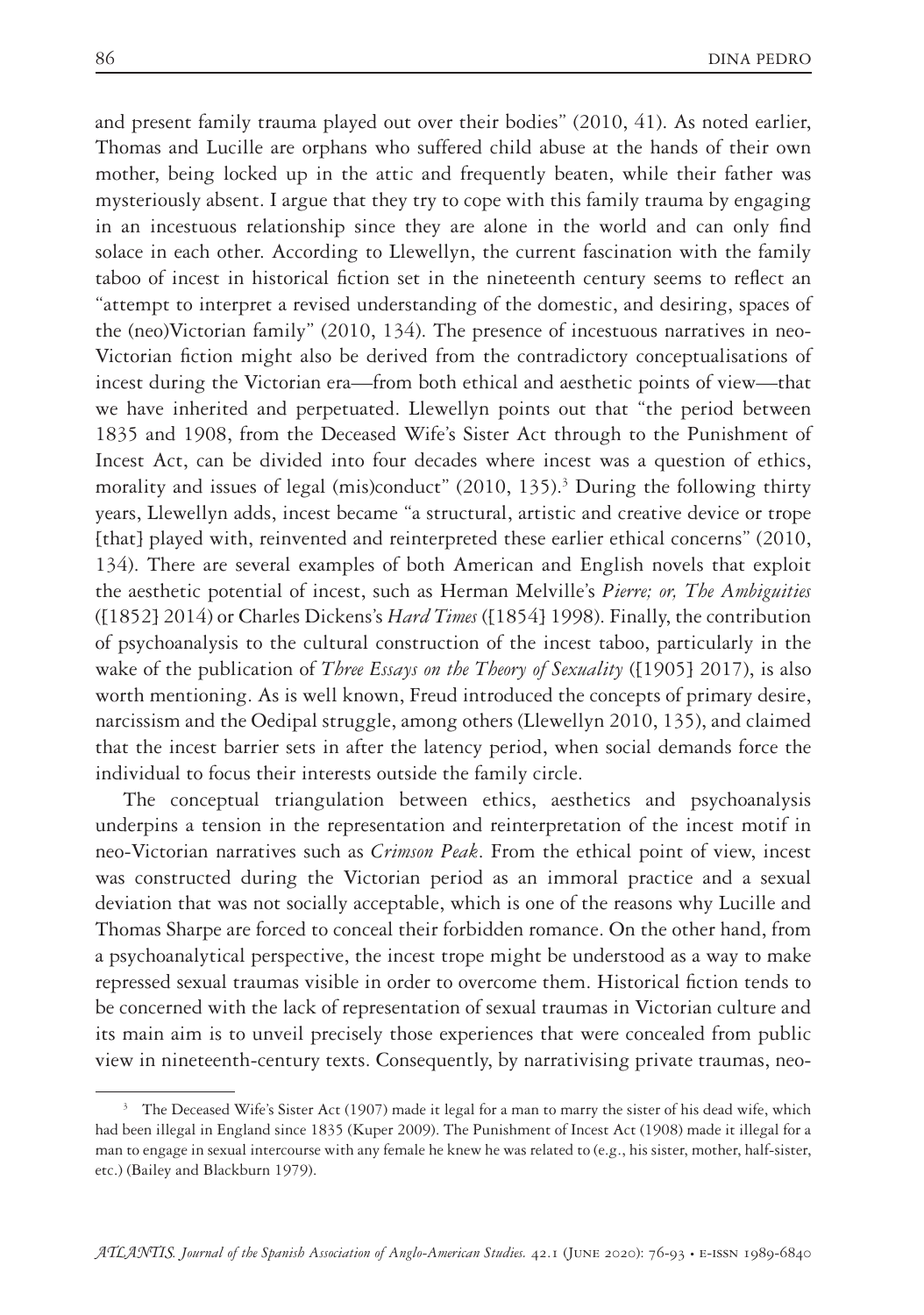and present family trauma played out over their bodies" (2010, 41). As noted earlier, Thomas and Lucille are orphans who suffered child abuse at the hands of their own mother, being locked up in the attic and frequently beaten, while their father was mysteriously absent. I argue that they try to cope with this family trauma by engaging in an incestuous relationship since they are alone in the world and can only find solace in each other. According to Llewellyn, the current fascination with the family taboo of incest in historical fiction set in the nineteenth century seems to reflect an "attempt to interpret a revised understanding of the domestic, and desiring, spaces of the (neo)Victorian family" (2010, 134). The presence of incestuous narratives in neo-Victorian fiction might also be derived from the contradictory conceptualisations of incest during the Victorian era—from both ethical and aesthetic points of view—that we have inherited and perpetuated. Llewellyn points out that "the period between 1835 and 1908, from the Deceased Wife's Sister Act through to the Punishment of Incest Act, can be divided into four decades where incest was a question of ethics, morality and issues of legal (mis)conduct" (2010, 135).[3] During the following thirty years, Llewellyn adds, incest became "a structural, artistic and creative device or trope [that] played with, reinvented and reinterpreted these earlier ethical concerns" (2010, 134). There are several examples of both American and English novels that exploit the aesthetic potential of incest, such as Herman Melville's *Pierre; or, The Ambiguities* ([1852] 2014) or Charles Dickens's *Hard Times* ([1854] 1998). Finally, the contribution of psychoanalysis to the cultural construction of the incest taboo, particularly in the wake of the publication of *Three Essays on the Theory of Sexuality* ([1905] 2017), is also worth mentioning. As is well known, Freud introduced the concepts of primary desire, narcissism and the Oedipal struggle, among others (Llewellyn 2010, 135), and claimed that the incest barrier sets in after the latency period, when social demands force the individual to focus their interests outside the family circle.

The conceptual triangulation between ethics, aesthetics and psychoanalysis underpins a tension in the representation and reinterpretation of the incest motif in neo-Victorian narratives such as *Crimson Peak*. From the ethical point of view, incest was constructed during the Victorian period as an immoral practice and a sexual deviation that was not socially acceptable, which is one of the reasons why Lucille and Thomas Sharpe are forced to conceal their forbidden romance. On the other hand, from a psychoanalytical perspective, the incest trope might be understood as a way to make repressed sexual traumas visible in order to overcome them. Historical fiction tends to be concerned with the lack of representation of sexual traumas in Victorian culture and its main aim is to unveil precisely those experiences that were concealed from public view in nineteenth-century texts. Consequently, by narrativising private traumas, neo-

[3] The Deceased Wife's Sister Act (1907) made it legal for a man to marry the sister of his dead wife, which had been illegal in England since 1835 (Kuper 2009). The Punishment of Incest Act (1908) made it illegal for a man to engage in sexual intercourse with any female he knew he was related to (e.g., his sister, mother, half-sister, etc.) (Bailey and Blackburn 1979).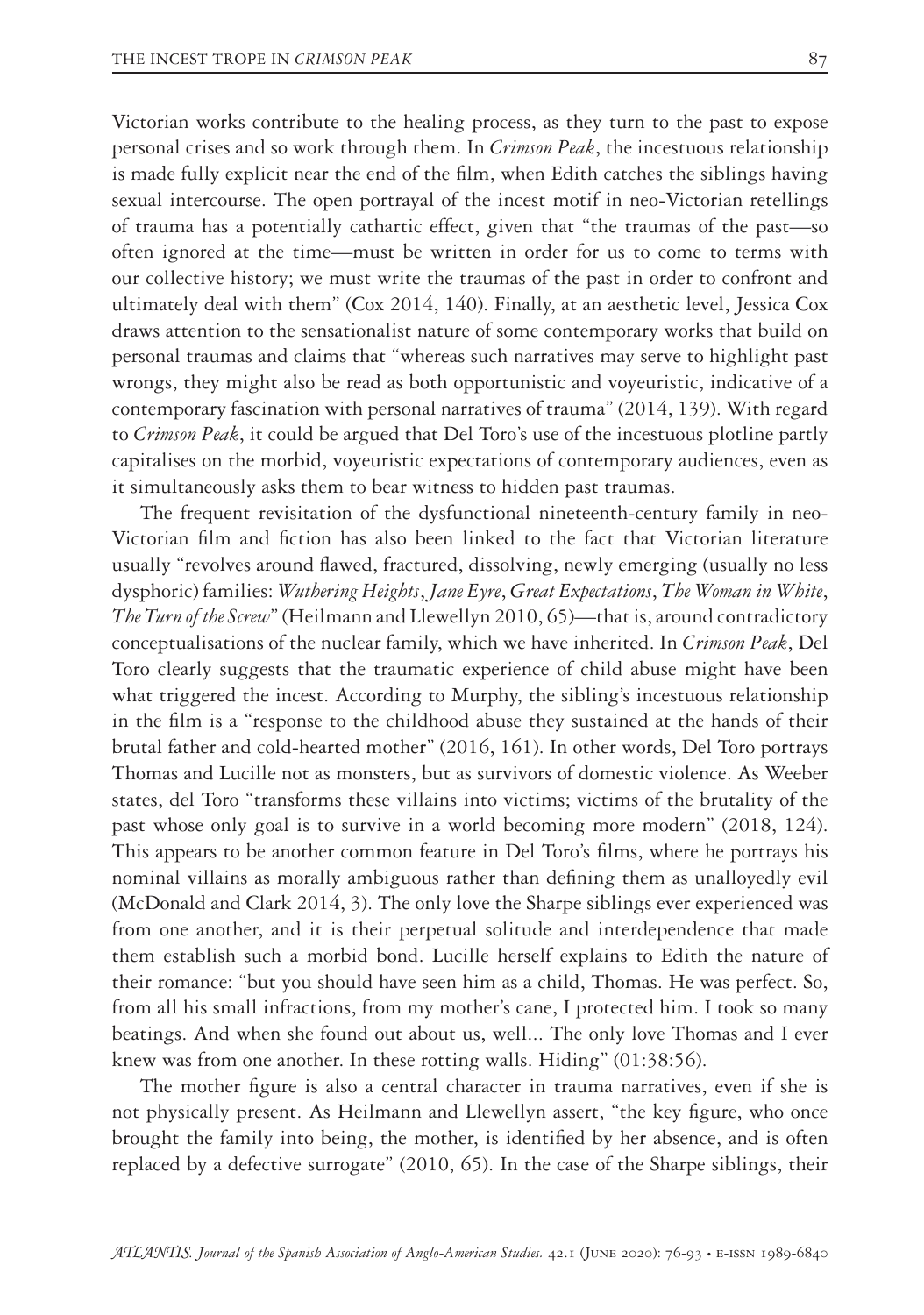Victorian works contribute to the healing process, as they turn to the past to expose personal crises and so work through them. In *Crimson Peak*, the incestuous relationship is made fully explicit near the end of the film, when Edith catches the siblings having sexual intercourse. The open portrayal of the incest motif in neo-Victorian retellings of trauma has a potentially cathartic effect, given that "the traumas of the past—so often ignored at the time—must be written in order for us to come to terms with our collective history; we must write the traumas of the past in order to confront and ultimately deal with them" (Cox 2014, 140). Finally, at an aesthetic level, Jessica Cox draws attention to the sensationalist nature of some contemporary works that build on personal traumas and claims that "whereas such narratives may serve to highlight past wrongs, they might also be read as both opportunistic and voyeuristic, indicative of a contemporary fascination with personal narratives of trauma" (2014, 139). With regard to *Crimson Peak*, it could be argued that Del Toro's use of the incestuous plotline partly capitalises on the morbid, voyeuristic expectations of contemporary audiences, even as it simultaneously asks them to bear witness to hidden past traumas.

The frequent revisitation of the dysfunctional nineteenth-century family in neo-Victorian film and fiction has also been linked to the fact that Victorian literature usually "revolves around flawed, fractured, dissolving, newly emerging (usually no less dysphoric) families: *Wuthering Heights*, *Jane Eyre*, *Great Expectations*, *The Woman in White*, *The Turn of the Screw*" (Heilmann and Llewellyn 2010, 65)—that is, around contradictory conceptualisations of the nuclear family, which we have inherited. In *Crimson Peak*, Del Toro clearly suggests that the traumatic experience of child abuse might have been what triggered the incest. According to Murphy, the sibling's incestuous relationship in the film is a "response to the childhood abuse they sustained at the hands of their brutal father and cold-hearted mother" (2016, 161). In other words, Del Toro portrays Thomas and Lucille not as monsters, but as survivors of domestic violence. As Weeber states, del Toro "transforms these villains into victims; victims of the brutality of the past whose only goal is to survive in a world becoming more modern" (2018, 124). This appears to be another common feature in Del Toro's films, where he portrays his nominal villains as morally ambiguous rather than defining them as unalloyedly evil (McDonald and Clark 2014, 3). The only love the Sharpe siblings ever experienced was from one another, and it is their perpetual solitude and interdependence that made them establish such a morbid bond. Lucille herself explains to Edith the nature of their romance: "but you should have seen him as a child, Thomas. He was perfect. So, from all his small infractions, from my mother's cane, I protected him. I took so many beatings. And when she found out about us, well... The only love Thomas and I ever knew was from one another. In these rotting walls. Hiding" (01:38:56).

The mother figure is also a central character in trauma narratives, even if she is not physically present. As Heilmann and Llewellyn assert, "the key figure, who once brought the family into being, the mother, is identified by her absence, and is often replaced by a defective surrogate" (2010, 65). In the case of the Sharpe siblings, their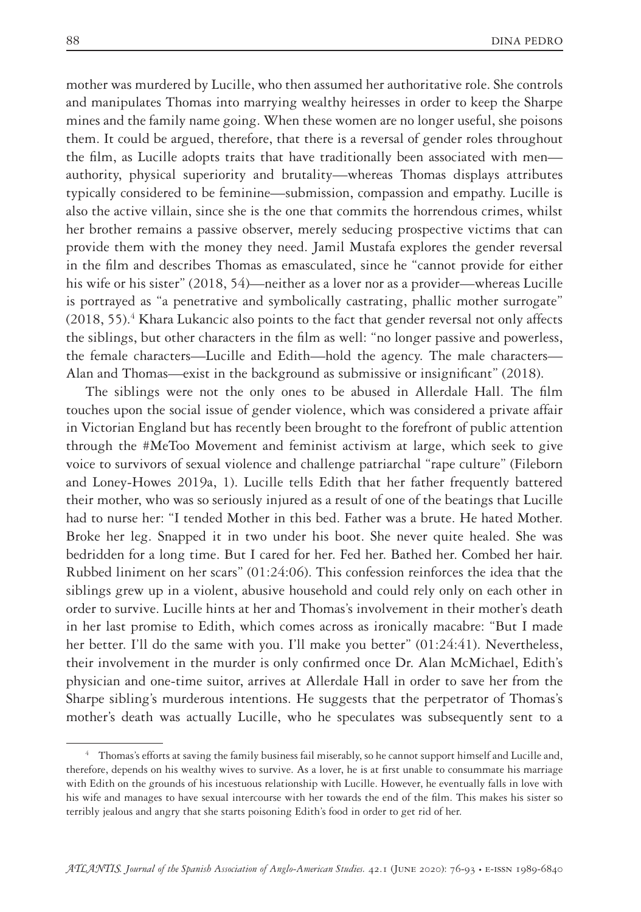mother was murdered by Lucille, who then assumed her authoritative role. She controls and manipulates Thomas into marrying wealthy heiresses in order to keep the Sharpe mines and the family name going. When these women are no longer useful, she poisons them. It could be argued, therefore, that there is a reversal of gender roles throughout the film, as Lucille adopts traits that have traditionally been associated with men—authority, physical superiority and brutality—whereas Thomas displays attributes typically considered to be feminine—submission, compassion and empathy. Lucille is also the active villain, since she is the one that commits the horrendous crimes, whilst her brother remains a passive observer, merely seducing prospective victims that can provide them with the money they need. Jamil Mustafa explores the gender reversal in the film and describes Thomas as emasculated, since he "cannot provide for either his wife or his sister" (2018, 54)—neither as a lover nor as a provider—whereas Lucille is portrayed as "a penetrative and symbolically castrating, phallic mother surrogate" (2018, 55).[4] Khara Lukancic also points to the fact that gender reversal not only affects the siblings, but other characters in the film as well: "no longer passive and powerless, the female characters—Lucille and Edith—hold the agency. The male characters—Alan and Thomas—exist in the background as submissive or insignificant" (2018).

The siblings were not the only ones to be abused in Allerdale Hall. The film touches upon the social issue of gender violence, which was considered a private affair in Victorian England but has recently been brought to the forefront of public attention through the #MeToo Movement and feminist activism at large, which seek to give voice to survivors of sexual violence and challenge patriarchal "rape culture" (Fileborn and Loney-Howes 2019a, 1). Lucille tells Edith that her father frequently battered their mother, who was so seriously injured as a result of one of the beatings that Lucille had to nurse her: "I tended Mother in this bed. Father was a brute. He hated Mother. Broke her leg. Snapped it in two under his boot. She never quite healed. She was bedridden for a long time. But I cared for her. Fed her. Bathed her. Combed her hair. Rubbed liniment on her scars" (01:24:06). This confession reinforces the idea that the siblings grew up in a violent, abusive household and could rely only on each other in order to survive. Lucille hints at her and Thomas's involvement in their mother's death in her last promise to Edith, which comes across as ironically macabre: "But I made her better. I'll do the same with you. I'll make you better" (01:24:41). Nevertheless, their involvement in the murder is only confirmed once Dr. Alan McMichael, Edith's physician and one-time suitor, arrives at Allerdale Hall in order to save her from the Sharpe sibling's murderous intentions. He suggests that the perpetrator of Thomas's mother's death was actually Lucille, who he speculates was subsequently sent to a

---

[4] Thomas's efforts at saving the family business fail miserably, so he cannot support himself and Lucille and, therefore, depends on his wealthy wives to survive. As a lover, he is at first unable to consummate his marriage with Edith on the grounds of his incestuous relationship with Lucille. However, he eventually falls in love with his wife and manages to have sexual intercourse with her towards the end of the film. This makes his sister so terribly jealous and angry that she starts poisoning Edith's food in order to get rid of her.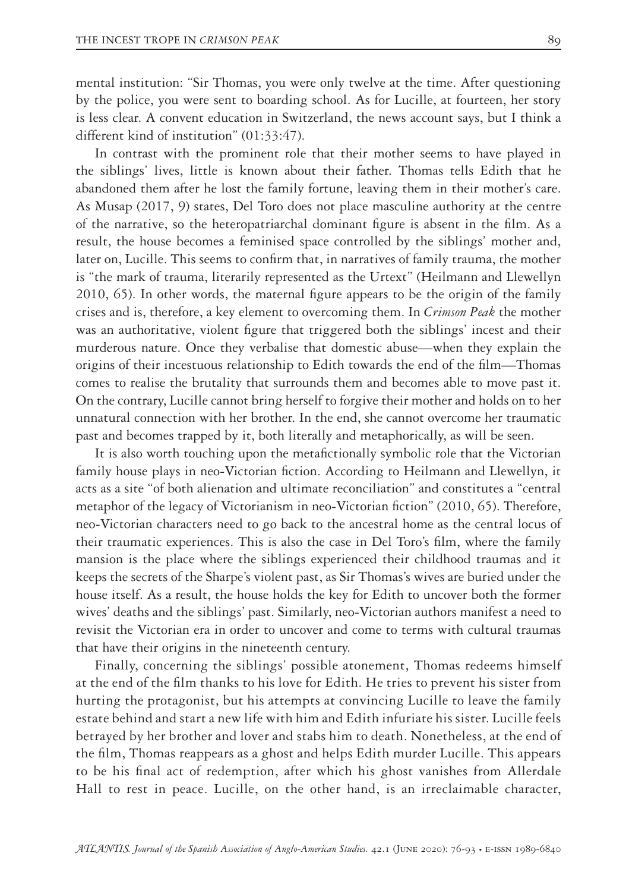mental institution: "Sir Thomas, you were only twelve at the time. After questioning by the police, you were sent to boarding school. As for Lucille, at fourteen, her story is less clear. A convent education in Switzerland, the news account says, but I think a different kind of institution" (01:33:47).

In contrast with the prominent role that their mother seems to have played in the siblings' lives, little is known about their father. Thomas tells Edith that he abandoned them after he lost the family fortune, leaving them in their mother's care. As Musap (2017, 9) states, Del Toro does not place masculine authority at the centre of the narrative, so the heteropatriarchal dominant figure is absent in the film. As a result, the house becomes a feminised space controlled by the siblings' mother and, later on, Lucille. This seems to confirm that, in narratives of family trauma, the mother is "the mark of trauma, literarily represented as the Urtext" (Heilmann and Llewellyn 2010, 65). In other words, the maternal figure appears to be the origin of the family crises and is, therefore, a key element to overcoming them. In *Crimson Peak* the mother was an authoritative, violent figure that triggered both the siblings' incest and their murderous nature. Once they verbalise that domestic abuse—when they explain the origins of their incestuous relationship to Edith towards the end of the film—Thomas comes to realise the brutality that surrounds them and becomes able to move past it. On the contrary, Lucille cannot bring herself to forgive their mother and holds on to her unnatural connection with her brother. In the end, she cannot overcome her traumatic past and becomes trapped by it, both literally and metaphorically, as will be seen.

It is also worth touching upon the metafictionally symbolic role that the Victorian family house plays in neo-Victorian fiction. According to Heilmann and Llewellyn, it acts as a site "of both alienation and ultimate reconciliation" and constitutes a "central metaphor of the legacy of Victorianism in neo-Victorian fiction" (2010, 65). Therefore, neo-Victorian characters need to go back to the ancestral home as the central locus of their traumatic experiences. This is also the case in Del Toro's film, where the family mansion is the place where the siblings experienced their childhood traumas and it keeps the secrets of the Sharpe's violent past, as Sir Thomas's wives are buried under the house itself. As a result, the house holds the key for Edith to uncover both the former wives' deaths and the siblings' past. Similarly, neo-Victorian authors manifest a need to revisit the Victorian era in order to uncover and come to terms with cultural traumas that have their origins in the nineteenth century.

Finally, concerning the siblings' possible atonement, Thomas redeems himself at the end of the film thanks to his love for Edith. He tries to prevent his sister from hurting the protagonist, but his attempts at convincing Lucille to leave the family estate behind and start a new life with him and Edith infuriate his sister. Lucille feels betrayed by her brother and lover and stabs him to death. Nonetheless, at the end of the film, Thomas reappears as a ghost and helps Edith murder Lucille. This appears to be his final act of redemption, after which his ghost vanishes from Allerdale Hall to rest in peace. Lucille, on the other hand, is an irreclaimable character,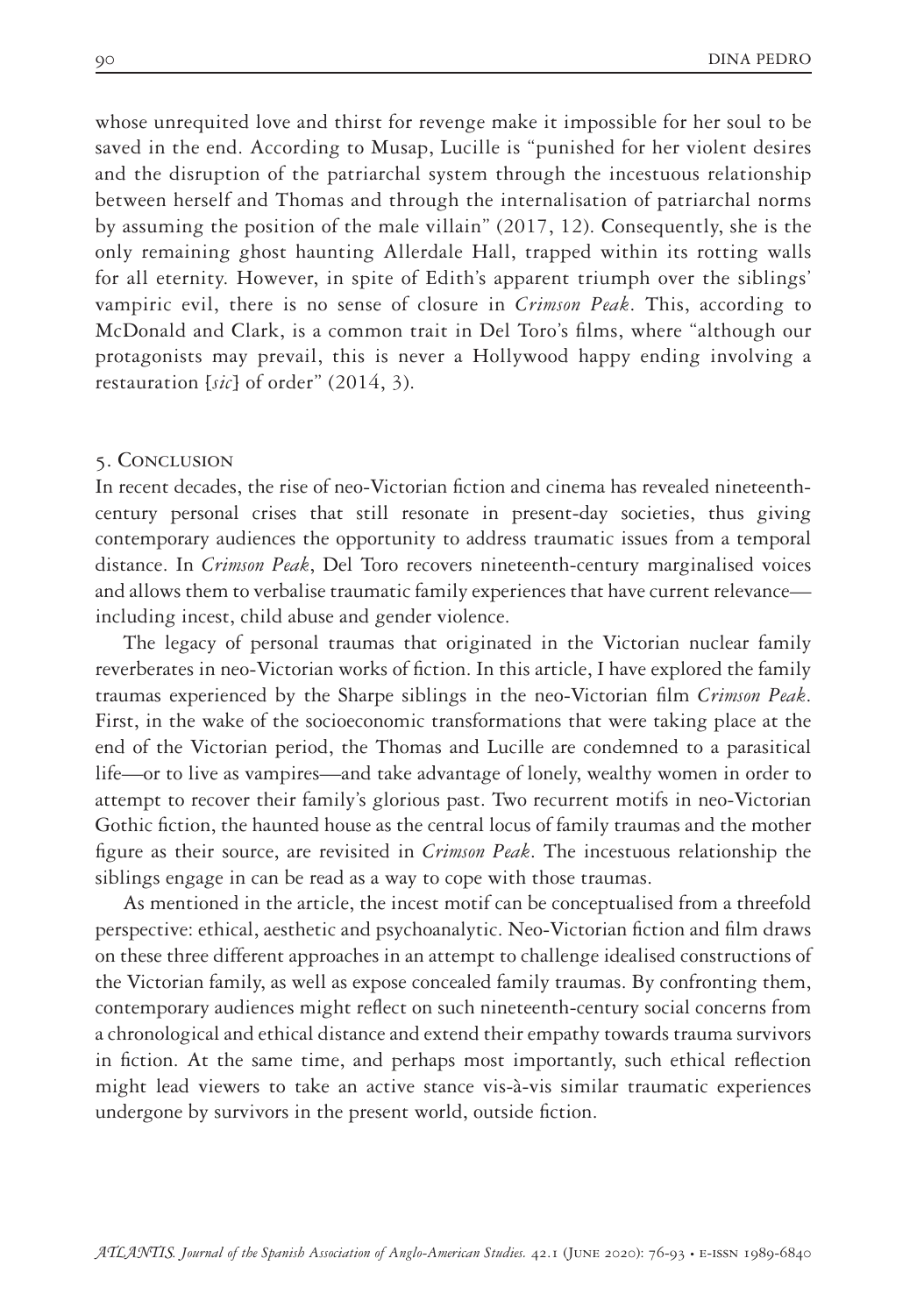whose unrequited love and thirst for revenge make it impossible for her soul to be saved in the end. According to Musap, Lucille is "punished for her violent desires and the disruption of the patriarchal system through the incestuous relationship between herself and Thomas and through the internalisation of patriarchal norms by assuming the position of the male villain" (2017, 12). Consequently, she is the only remaining ghost haunting Allerdale Hall, trapped within its rotting walls for all eternity. However, in spite of Edith's apparent triumph over the siblings' vampiric evil, there is no sense of closure in *Crimson Peak*. This, according to McDonald and Clark, is a common trait in Del Toro's films, where "although our protagonists may prevail, this is never a Hollywood happy ending involving a restauration [*sic*] of order" (2014, 3).

## 5. Conclusion

In recent decades, the rise of neo-Victorian fiction and cinema has revealed nineteenth-century personal crises that still resonate in present-day societies, thus giving contemporary audiences the opportunity to address traumatic issues from a temporal distance. In *Crimson Peak*, Del Toro recovers nineteenth-century marginalised voices and allows them to verbalise traumatic family experiences that have current relevance—including incest, child abuse and gender violence.

The legacy of personal traumas that originated in the Victorian nuclear family reverberates in neo-Victorian works of fiction. In this article, I have explored the family traumas experienced by the Sharpe siblings in the neo-Victorian film *Crimson Peak*. First, in the wake of the socioeconomic transformations that were taking place at the end of the Victorian period, the Thomas and Lucille are condemned to a parasitical life—or to live as vampires—and take advantage of lonely, wealthy women in order to attempt to recover their family's glorious past. Two recurrent motifs in neo-Victorian Gothic fiction, the haunted house as the central locus of family traumas and the mother figure as their source, are revisited in *Crimson Peak*. The incestuous relationship the siblings engage in can be read as a way to cope with those traumas.

As mentioned in the article, the incest motif can be conceptualised from a threefold perspective: ethical, aesthetic and psychoanalytic. Neo-Victorian fiction and film draws on these three different approaches in an attempt to challenge idealised constructions of the Victorian family, as well as expose concealed family traumas. By confronting them, contemporary audiences might reflect on such nineteenth-century social concerns from a chronological and ethical distance and extend their empathy towards trauma survivors in fiction. At the same time, and perhaps most importantly, such ethical reflection might lead viewers to take an active stance vis-à-vis similar traumatic experiences undergone by survivors in the present world, outside fiction.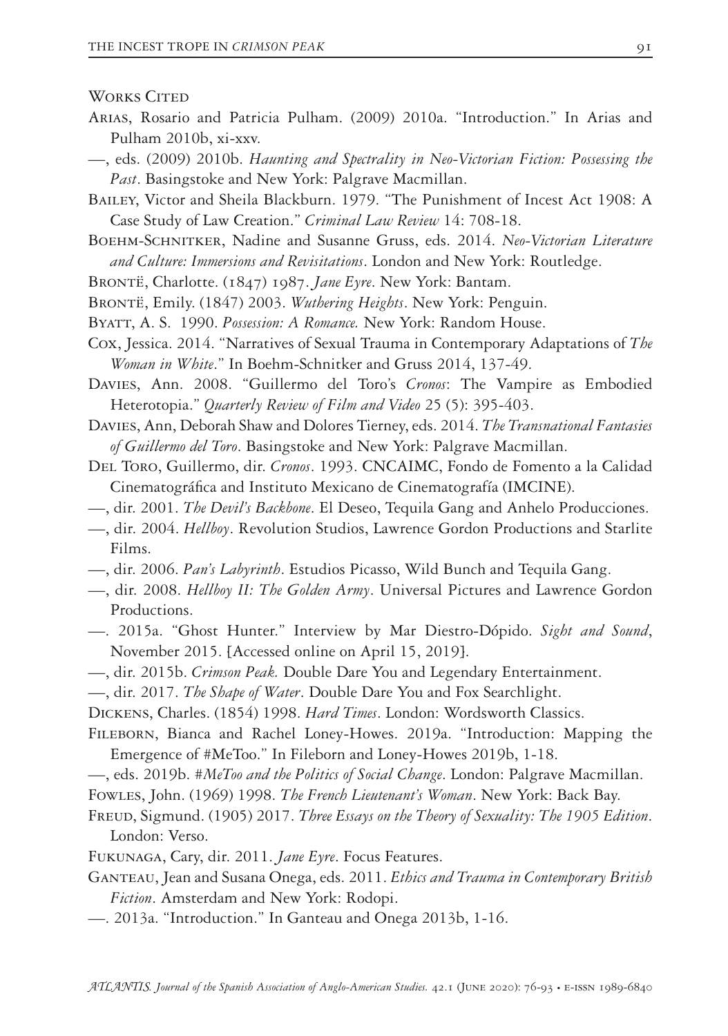Works Cited

Arias, Rosario and Patricia Pulham. (2009) 2010a. "Introduction." In Arias and Pulham 2010b, xi-xxv.

—, eds. (2009) 2010b. *Haunting and Spectrality in Neo-Victorian Fiction: Possessing the Past*. Basingstoke and New York: Palgrave Macmillan.

Bailey, Victor and Sheila Blackburn. 1979. "The Punishment of Incest Act 1908: A Case Study of Law Creation." *Criminal Law Review* 14: 708-18.

Boehm-Schnitker, Nadine and Susanne Gruss, eds. 2014. *Neo-Victorian Literature and Culture: Immersions and Revisitations*. London and New York: Routledge.

Brontë, Charlotte. (1847) 1987. *Jane Eyre*. New York: Bantam.

Brontë, Emily. (1847) 2003. *Wuthering Heights*. New York: Penguin.

Byatt, A. S. 1990. *Possession: A Romance.* New York: Random House.

Cox, Jessica. 2014. "Narratives of Sexual Trauma in Contemporary Adaptations of *The Woman in White*." In Boehm-Schnitker and Gruss 2014, 137-49.

Davies, Ann. 2008. "Guillermo del Toro's *Cronos*: The Vampire as Embodied Heterotopia." *Quarterly Review of Film and Video* 25 (5): 395-403.

Davies, Ann, Deborah Shaw and Dolores Tierney, eds. 2014. *The Transnational Fantasies of Guillermo del Toro*. Basingstoke and New York: Palgrave Macmillan.

Del Toro, Guillermo, dir. *Cronos*. 1993. CNCAIMC, Fondo de Fomento a la Calidad Cinematográfica and Instituto Mexicano de Cinematografía (IMCINE).

—, dir. 2001. *The Devil's Backbone*. El Deseo, Tequila Gang and Anhelo Producciones.

—, dir. 2004. *Hellboy*. Revolution Studios, Lawrence Gordon Productions and Starlite Films.

—, dir. 2006. *Pan's Labyrinth*. Estudios Picasso, Wild Bunch and Tequila Gang.

—, dir. 2008. *Hellboy II: The Golden Army*. Universal Pictures and Lawrence Gordon Productions.

—. 2015a. "Ghost Hunter." Interview by Mar Diestro-Dópido. *Sight and Sound*, November 2015. [Accessed online on April 15, 2019].

—, dir. 2015b. *Crimson Peak.* Double Dare You and Legendary Entertainment.

—, dir. 2017. *The Shape of Water*. Double Dare You and Fox Searchlight.

Dickens, Charles. (1854) 1998. *Hard Times*. London: Wordsworth Classics.

Fileborn, Bianca and Rachel Loney-Howes. 2019a. "Introduction: Mapping the Emergence of #MeToo." In Fileborn and Loney-Howes 2019b, 1-18.

—, eds. 2019b. *#MeToo and the Politics of Social Change*. London: Palgrave Macmillan.

Fowles, John. (1969) 1998. *The French Lieutenant's Woman*. New York: Back Bay.

Freud, Sigmund. (1905) 2017. *Three Essays on the Theory of Sexuality: The 1905 Edition*. London: Verso.

Fukunaga, Cary, dir. 2011. *Jane Eyre*. Focus Features.

Ganteau, Jean and Susana Onega, eds. 2011. *Ethics and Trauma in Contemporary British Fiction*. Amsterdam and New York: Rodopi.

—. 2013a. "Introduction." In Ganteau and Onega 2013b, 1-16.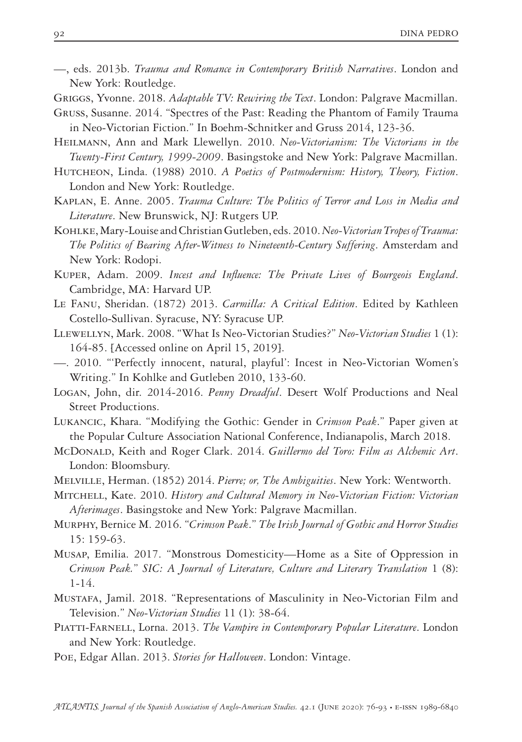—, eds. 2013b. *Trauma and Romance in Contemporary British Narratives*. London and New York: Routledge.

Griggs, Yvonne. 2018. *Adaptable TV: Rewiring the Text*. London: Palgrave Macmillan.

Gruss, Susanne. 2014. "Spectres of the Past: Reading the Phantom of Family Trauma in Neo-Victorian Fiction." In Boehm-Schnitker and Gruss 2014, 123-36.

Heilmann, Ann and Mark Llewellyn. 2010. *Neo-Victorianism: The Victorians in the Twenty-First Century, 1999-2009*. Basingstoke and New York: Palgrave Macmillan.

Hutcheon, Linda. (1988) 2010. *A Poetics of Postmodernism: History, Theory, Fiction*. London and New York: Routledge.

Kaplan, E. Anne. 2005. *Trauma Culture: The Politics of Terror and Loss in Media and Literature*. New Brunswick, NJ: Rutgers UP.

Kohlke, Mary-Louise and Christian Gutleben, eds. 2010. *Neo-Victorian Tropes of Trauma: The Politics of Bearing After-Witness to Nineteenth-Century Suffering*. Amsterdam and New York: Rodopi.

Kuper, Adam. 2009. *Incest and Influence: The Private Lives of Bourgeois England*. Cambridge, MA: Harvard UP.

Le Fanu, Sheridan. (1872) 2013. *Carmilla: A Critical Edition*. Edited by Kathleen Costello-Sullivan. Syracuse, NY: Syracuse UP.

Llewellyn, Mark. 2008. "What Is Neo-Victorian Studies?" *Neo-Victorian Studies* 1 (1): 164-85. [Accessed online on April 15, 2019].

—. 2010. "'Perfectly innocent, natural, playful': Incest in Neo-Victorian Women's Writing." In Kohlke and Gutleben 2010, 133-60.

Logan, John, dir. 2014-2016. *Penny Dreadful*. Desert Wolf Productions and Neal Street Productions.

Lukancic, Khara. "Modifying the Gothic: Gender in *Crimson Peak*." Paper given at the Popular Culture Association National Conference, Indianapolis, March 2018.

McDonald, Keith and Roger Clark. 2014. *Guillermo del Toro: Film as Alchemic Art*. London: Bloomsbury.

Melville, Herman. (1852) 2014. *Pierre; or, The Ambiguities*. New York: Wentworth.

Mitchell, Kate. 2010. *History and Cultural Memory in Neo-Victorian Fiction: Victorian Afterimages*. Basingstoke and New York: Palgrave Macmillan.

Murphy, Bernice M. 2016. "*Crimson Peak*." *The Irish Journal of Gothic and Horror Studies* 15: 159-63.

Musap, Emilia. 2017. "Monstrous Domesticity—Home as a Site of Oppression in *Crimson Peak.*" *SIC: A Journal of Literature, Culture and Literary Translation* 1 (8): 1-14.

Mustafa, Jamil. 2018. "Representations of Masculinity in Neo-Victorian Film and Television." *Neo-Victorian Studies* 11 (1): 38-64.

Piatti-Farnell, Lorna. 2013. *The Vampire in Contemporary Popular Literature*. London and New York: Routledge.

Poe, Edgar Allan. 2013. *Stories for Halloween*. London: Vintage.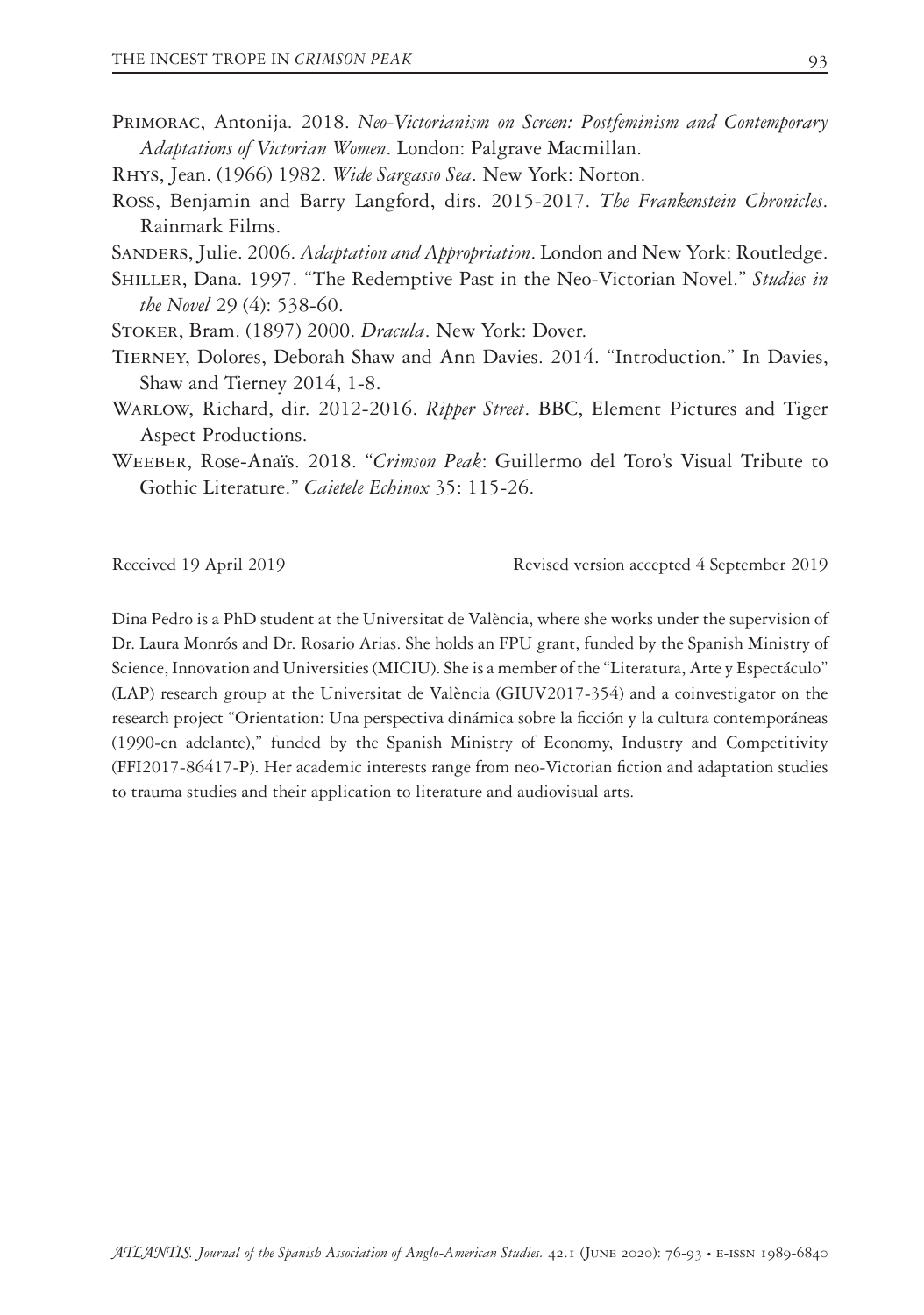Primorac, Antonija. 2018. *Neo-Victorianism on Screen: Postfeminism and Contemporary Adaptations of Victorian Women*. London: Palgrave Macmillan.

Rhys, Jean. (1966) 1982. *Wide Sargasso Sea*. New York: Norton.

Ross, Benjamin and Barry Langford, dirs. 2015-2017. *The Frankenstein Chronicles*. Rainmark Films.

Sanders, Julie. 2006. *Adaptation and Appropriation*. London and New York: Routledge.

Shiller, Dana. 1997. "The Redemptive Past in the Neo-Victorian Novel." *Studies in the Novel* 29 (4): 538-60.

Stoker, Bram. (1897) 2000. *Dracula*. New York: Dover.

Tierney, Dolores, Deborah Shaw and Ann Davies. 2014. "Introduction." In Davies, Shaw and Tierney 2014, 1-8.

Warlow, Richard, dir. 2012-2016. *Ripper Street*. BBC, Element Pictures and Tiger Aspect Productions.

Weeber, Rose-Anaïs. 2018. "*Crimson Peak*: Guillermo del Toro's Visual Tribute to Gothic Literature." *Caietele Echinox* 35: 115-26.

Received 19 April 2019 Revised version accepted 4 September 2019

Dina Pedro is a PhD student at the Universitat de València, where she works under the supervision of Dr. Laura Monrós and Dr. Rosario Arias. She holds an FPU grant, funded by the Spanish Ministry of Science, Innovation and Universities (MICIU). She is a member of the "Literatura, Arte y Espectáculo" (LAP) research group at the Universitat de València (GIUV2017-354) and a coinvestigator on the research project "Orientation: Una perspectiva dinámica sobre la ficción y la cultura contemporáneas (1990-en adelante)," funded by the Spanish Ministry of Economy, Industry and Competitivity (FFI2017-86417-P). Her academic interests range from neo-Victorian fiction and adaptation studies to trauma studies and their application to literature and audiovisual arts.